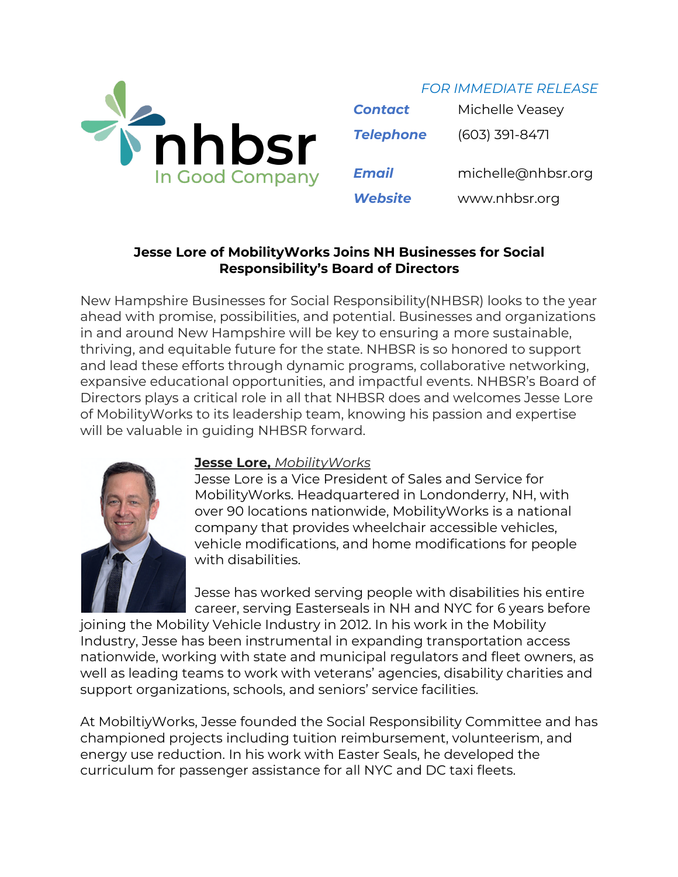nhbsr
In Good Company

*FOR IMMEDIATE RELEASE*

| | |
|---|---|
| ***Contact*** | Michelle Veasey |
| ***Telephone*** | (603) 391-8471 |
| ***Email*** | michelle@nhbsr.org |
| ***Website*** | www.nhbsr.org |

**Jesse Lore of MobilityWorks Joins NH Businesses for Social Responsibility's Board of Directors**

New Hampshire Businesses for Social Responsibility(NHBSR) looks to the year ahead with promise, possibilities, and potential. Businesses and organizations in and around New Hampshire will be key to ensuring a more sustainable, thriving, and equitable future for the state. NHBSR is so honored to support and lead these efforts through dynamic programs, collaborative networking, expansive educational opportunities, and impactful events. NHBSR's Board of Directors plays a critical role in all that NHBSR does and welcomes Jesse Lore of MobilityWorks to its leadership team, knowing his passion and expertise will be valuable in guiding NHBSR forward.

**Jesse Lore,** *MobilityWorks*

Jesse Lore is a Vice President of Sales and Service for MobilityWorks. Headquartered in Londonderry, NH, with over 90 locations nationwide, MobilityWorks is a national company that provides wheelchair accessible vehicles, vehicle modifications, and home modifications for people with disabilities.

Jesse has worked serving people with disabilities his entire career, serving Easterseals in NH and NYC for 6 years before joining the Mobility Vehicle Industry in 2012. In his work in the Mobility Industry, Jesse has been instrumental in expanding transportation access nationwide, working with state and municipal regulators and fleet owners, as well as leading teams to work with veterans' agencies, disability charities and support organizations, schools, and seniors' service facilities.

At MobiltiyWorks, Jesse founded the Social Responsibility Committee and has championed projects including tuition reimbursement, volunteerism, and energy use reduction. In his work with Easter Seals, he developed the curriculum for passenger assistance for all NYC and DC taxi fleets.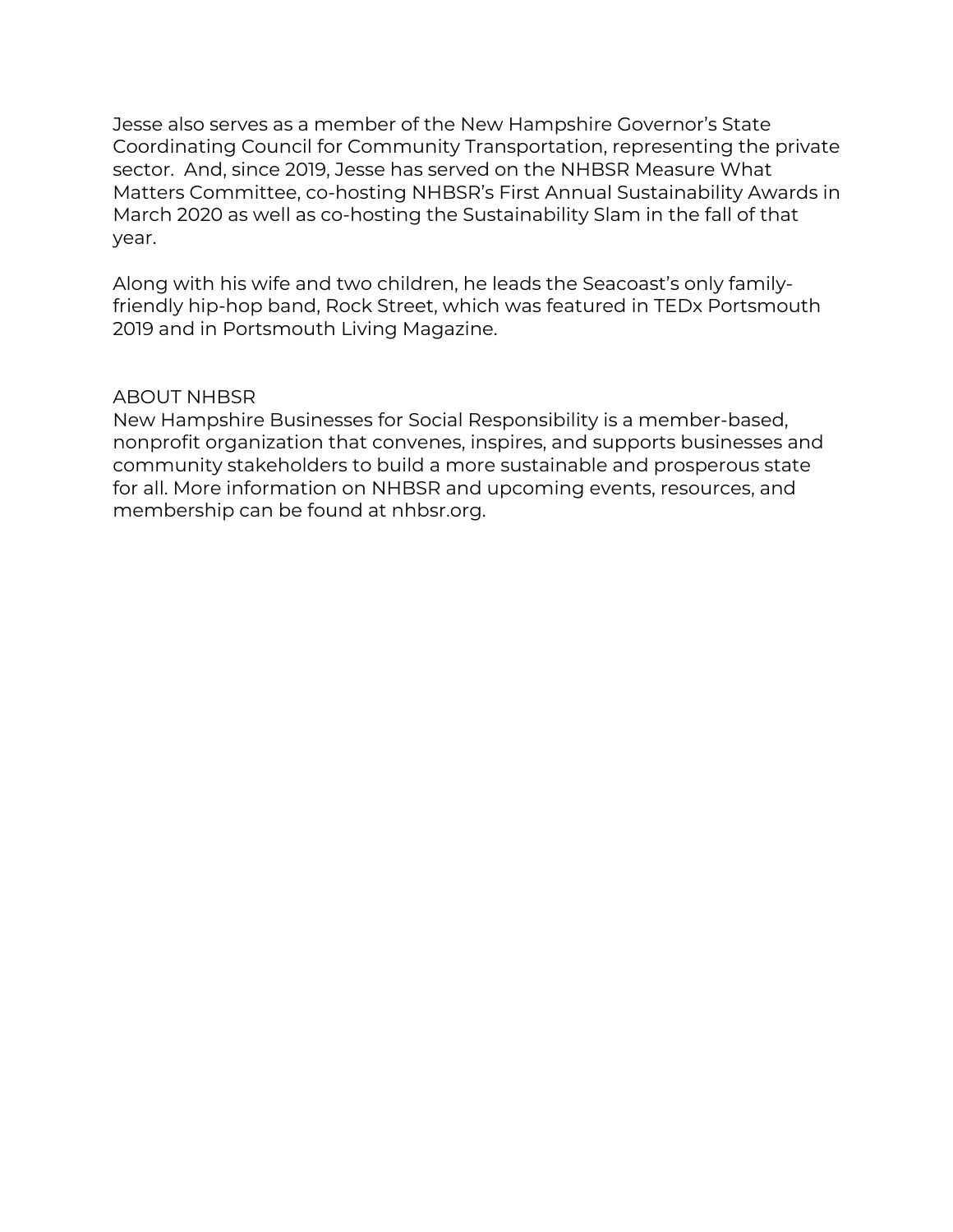Jesse also serves as a member of the New Hampshire Governor's State Coordinating Council for Community Transportation, representing the private sector.  And, since 2019, Jesse has served on the NHBSR Measure What Matters Committee, co-hosting NHBSR's First Annual Sustainability Awards in March 2020 as well as co-hosting the Sustainability Slam in the fall of that year.

Along with his wife and two children, he leads the Seacoast's only family-friendly hip-hop band, Rock Street, which was featured in TEDx Portsmouth 2019 and in Portsmouth Living Magazine.

ABOUT NHBSR

New Hampshire Businesses for Social Responsibility is a member-based, nonprofit organization that convenes, inspires, and supports businesses and community stakeholders to build a more sustainable and prosperous state for all. More information on NHBSR and upcoming events, resources, and membership can be found at nhbsr.org.